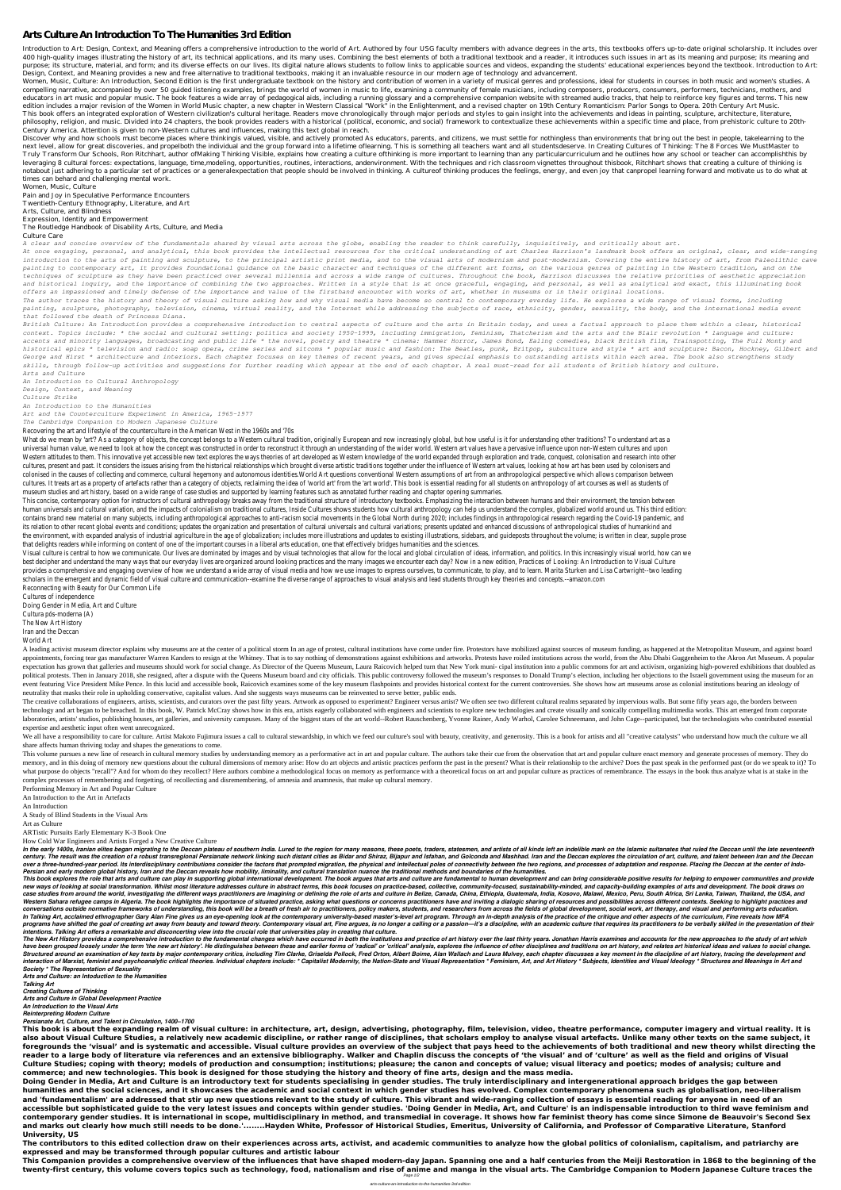# Arts Culture An Introduction To The Humanities 3rd Edition

Introduction to Art: Design, Context, and Meaning offers a comprehensive introduction to the world of art. Authored by four USG faculty members with advance degrees in the arts, this textbooks offers up-to-date original scholarship. It includes over 400 high-quality images illustrating the history of art, its technical applications, and its many uses. Combining the best elements of both a traditional textbook and a reader, it introduces such issues in art as its meaning and purpose; its meaning and purpose; its structure, material, and form; and its diverse effects on our lives. Its digital nature allows students to follow links to applicable sources and videos, expanding the students' educational experiences beyond the textbook. Introduction to Art: Design, Context, and Meaning provides a new and free alternative to traditional textbooks, making it an invaluable resource in our modern age of technology and advancement.

Women, Music, Culture: An Introduction, Second Edition is the first undergraduate textbook on the history and contribution of women in a variety of musical genres and professions, ideal for students in courses in both music and women's studies. A compelling narrative, accompanied by over 50 guided listening examples, brings the world of women in music to life, examining a community of female musicians, including composers, producers, consumers, performers, technicians, mothers, and educators in art music and popular music. The book features a wide array of pedagogical aids, including a running glossary and a comprehensive companion website with streamed audio tracks, that help to reinforce key figures and terms. This new edition includes a major revision of the Women in World Music chapter, a new chapter in Western Classical "Work" in the Enlightenment, and a revised chapter on 19th Century Romanticism: Parlor Songs to Opera. 20th Century Art Music.

This book offers an integrated exploration of Western civilization's cultural heritage. Readers move chronologically through major periods and styles to gain insight into the achievements and ideas in painting, sculpture, architecture, literature, philosophy, religion, and music. Divided into 24 chapters, the book provides readers with a historical (political, economic, and social) framework to contextualize these achievements within a specific time and place, from prehistoric culture to 20th-Century America. Attention is given to non-Western cultures and influences, making this text global in reach.

Discover why and how schools must become places where thinkingis valued, visible, and actively promoted As educators, parents, and citizens, we must settle for nothingless than environments that bring out the best in people, takelearning to the next level, allow for great discoveries, and propelboth the individual and the group forward into a lifetime oflearning. This is something all teachers want and all studentsdeserve. In Creating Cultures of Thinking: The 8 Forces We MustMaster to Truly Transform Our Schools, Ron Ritchhart, author ofMaking Thinking Visible, explains how creating a culture ofthinking is more important to learning than any particularcurriculum and he outlines how any school or teacher can accomplishthis by leveraging 8 cultural forces: expectations, language, time,modeling, opportunities, routines, interactions, andenvironment. With the techniques and rich classroom vignettes throughout thisbook, Ritchhart shows that creating a culture of thinking is notabout just adhering to a particular set of practices or a generalexpectation that people should be involved in thinking. A cultureof thinking produces the feelings, energy, and even joy that canpropel learning forward and motivate us to do what at times can behard and challenging mental work.

Women, Music, Culture
Pain and Joy in Speculative Performance Encounters
Twentieth-Century Ethnography, Literature, and Art
Arts, Culture, and Blindness
Expression, Identity and Empowerment
The Routledge Handbook of Disability Arts, Culture, and Media
Culture Care

*A clear and concise overview of the fundamentals shared by visual arts across the globe, enabling the reader to think carefully, inquisitively, and critically about art.*

*At once engaging, personal, and analytical, this book provides the intellectual resources for the critical understanding of art Charles Harrison's landmark book offers an original, clear, and wide-ranging introduction to the arts of painting and sculpture, to the principal artistic print media, and to the visual arts of modernism and post-modernism. Covering the entire history of art, from Paleolithic cave painting to contemporary art, it provides foundational guidance on the basic character and techniques of the different art forms, on the various genres of painting in the Western tradition, and on the techniques of sculpture as they have been practiced over several millennia and across a wide range of cultures. Throughout the book, Harrison discusses the relative priorities of aesthetic appreciation and historical inquiry, and the importance of combining the two approaches. Written in a style that is at once graceful, engaging, and personal, as well as analytical and exact, this illuminating book offers an impassioned and timely defense of the importance and value of the firsthand encounter with works of art, whether in museums or in their original locations.*

*The author traces the history and theory of visual culture asking how and why visual media have become so central to contemporary everday life. He explores a wide range of visual forms, including painting, sculpture, photography, television, cinema, virtual reality, and the Internet while addressing the subjects of race, ethnicity, gender, sexuality, the body, and the international media event that followed the death of Princess Diana.*

*British Culture: An Introduction provides a comprehensive introduction to central aspects of culture and the arts in Britain today, and uses a factual approach to place them within a clear, historical context. Topics include: \* the social and cultural setting: politics and society 1950-1999, including immigration, feminism, Thatcherism and the arts and the Blair revolution \* language and culture: accents and minority languages, broadcasting and public life \* the novel, poetry and theatre \* cinema: Hammer Horror, James Bond, Ealing comedies, black British film, Trainspotting, The Full Monty and historical epics \* television and radio: soap opera, crime series and sitcoms \* popular music and fashion: The Beatles, punk, Britpop, subculture and style \* art and sculpture: Bacon, Hockney, Gilbert and George and Hirst \* architecture and interiors. Each chapter focuses on key themes of recent years, and gives special emphasis to outstanding artists within each area. The book also strengthens study skills, through follow-up activities and suggestions for further reading which appear at the end of each chapter. A real must-read for all students of British history and culture.*

*Arts and Culture*
*An Introduction to Cultural Anthropology*
*Design, Context, and Meaning*
*Culture Strike*
*An Introduction to the Humanities*
*Art and the Counterculture Experiment in America, 1965-1977*
*The Cambridge Companion to Modern Japanese Culture*

Recovering the art and lifestyle of the counterculture in the American West in the 1960s and '70s

What do we mean by 'art'? As a category of objects, the concept belongs to a Western cultural tradition, originally European and now increasingly global, but how useful is it for understanding other traditions? To understand art as a universal human value, we need to look at how the concept was constructed in order to reconstruct it through an understanding of the wider world. Western art values have a pervasive influence upon non-Western cultures and upon Western attitudes to them. This innovative yet accessible new text explores the ways theories of art developed as Western knowledge of the world expanded through exploration and trade, conquest, colonisation and research into other cultures, present and past. It considers the issues arising from the historical relationships which brought diverse artistic traditions together under the influence of Western art values, looking at how art has been used by colonisers and colonised in the causes of collecting and commerce, cultural hegemony and autonomous identities.World Art questions conventional Western assumptions of art from an anthropological perspective which allows comparison between cultures. It treats art as a property of artefacts rather than a category of objects, reclaiming the idea of 'world art' from the 'art world'. This book is essential reading for all students on anthropology of art courses as well as students of museum studies and art history, based on a wide range of case studies and supported by learning features such as annotated further reading and chapter opening summaries.

This concise, contemporary option for instructors of cultural anthropology breaks away from the traditional structure of introductory textbooks. Emphasizing the interaction between humans and their environment, the tension between human universals and cultural variation, and the impacts of colonialism on traditional cultures, Inside Cultures shows students how cultural anthropology can help us understand the complex, globalized world around us. This third edition: contains brand new material on many subjects, including anthropological approaches to anti-racism social movements in the Global North during 2020; includes findings in anthropological research regarding the Covid-19 pandemic, and its relation to other recent global events and conditions; updates the organization and presentation of cultural universals and cultural variations; presents updated and enhanced discussions of anthropological studies of humankind and the environment, with expanded analysis of industrial agriculture in the age of globalization; includes more illustrations and updates to existing illustrations, sidebars, and guideposts throughout the volume; is written in clear, supple prose that delights readers while informing on content of one of the important courses in a liberal arts education, one that effectively bridges humanities and the sciences.

Visual culture is central to how we communicate. Our lives are dominated by images and by visual technologies that allow for the local and global circulation of ideas, information, and politics. In this increasingly visual world, how can we best decipher and understand the many ways that our everyday lives are organized around looking practices and the many images we encounter each day? Now in a new edition, Practices of Looking: An Introduction to Visual Culture provides a comprehensive and engaging overview of how we understand a wide array of visual media and how we use images to express ourselves, to communicate, to play, and to learn. Marita Sturken and Lisa Cartwright--two leading scholars in the emergent and dynamic field of visual culture and communication--examine the diverse range of approaches to visual analysis and lead students through key theories and concepts.--amazon.com

Reconnecting with Beauty for Our Common Life
Cultures of independence
Doing Gender in Media, Art and Culture
Cultura pós-moderna (A)
The New Art History
Iran and the Deccan
World Art

A leading activist museum director explains why museums are at the center of a political storm In an age of protest, cultural institutions have come under fire. Protestors have mobilized against sources of museum funding, as happened at the Metropolitan Museum, and against board appointments, forcing tear gas manufacturer Warren Kanders to resign at the Whitney. That is to say nothing of demonstrations against exhibitions and artworks. Protests have roiled institutions across the world, from the Abu Dhabi Guggenheim to the Akron Art Museum. A popular expectation has grown that galleries and museums should work for social change. As Director of the Queens Museum, Laura Raicovich helped turn that New York muni- cipal institution into a public commons for art and activism, organizing high-powered exhibitions that doubled as political protests. Then in January 2018, she resigned, after a dispute with the Queens Museum board and city officials. This public controversy followed the museum's responses to Donald Trump's election, including her objections to the Israeli government using the museum for an event featuring Vice President Mike Pence. In this lucid and accessible book, Raicovich examines some of the key museum flashpoints and provides historical context for the current controversies. She shows how art museums arose as colonial institutions bearing an ideology of neutrality that masks their role in upholding conservative, capitalist values. And she suggests ways museums can be reinvented to serve better, public ends.

The creative collaborations of engineers, artists, scientists, and curators over the past fifty years. Artwork as opposed to experiment? Engineer versus artist? We often see two different cultural realms separated by impervious walls. But some fifty years ago, the borders between technology and art began to be breached. In this book, W. Patrick McCray shows how in this era, artists eagerly collaborated with engineers and scientists to explore new technologies and create visually and sonically compelling multimedia works. This art emerged from corporate laboratories, artists' studios, publishing houses, art galleries, and university campuses. Many of the biggest stars of the art world--Robert Rauschenberg, Yvonne Rainer, Andy Warhol, Carolee Schneemann, and John Cage--participated, but the technologists who contributed essential expertise and aesthetic input often went unrecognized.

We all have a responsibility to care for culture. Artist Makoto Fujimura issues a call to cultural stewardship, in which we feed our culture's soul with beauty, creativity, and generosity. This is a book for artists and all "creative catalysts" who understand how much the culture we all share affects human thriving today and shapes the generations to come.

This volume pursues a new line of research in cultural memory studies by understanding memory as a performative act in art and popular culture. The authors take their cue from the observation that art and popular culture enact memory and generate processes of memory. They do memory, and in this doing of memory new questions about the cultural dimensions of memory arise: How do art objects and artistic practices perform the past in the present? What is their relationship to the archive? Does the past speak in the performed past (or do we speak to it)? To what purpose do objects "recall"? And for whom do they recollect? Here authors combine a methodological focus on memory as performance with a theoretical focus on art and popular culture as practices of remembrance. The essays in the book thus analyze what is at stake in the complex processes of remembering and forgetting, of recollecting and disremembering, of amnesia and anamnesis, that make up cultural memory.

Performing Memory in Art and Popular Culture
An Introduction to the Art in Artefacts
An Introduction
A Study of Blind Students in the Visual Arts
Art as Culture
ARTistic Pursuits Early Elementary K-3 Book One
How Cold War Engineers and Artists Forged a New Creative Culture

*In the early 1400s, Iranian elites began migrating to the Deccan plateau of southern India. Lured to the region for many reasons, these poets, traders, statesmen, and artists of all kinds left an indelible mark on the Islamic sultanates that ruled the Deccan until the late seventeenth century. The result was the creation of a robust transregional Persianate network linking such distant cities as Bidar and Shiraz, Bijapur and Isfahan, and Golconda and Mashhad. Iran and the Deccan explores the circulation of art, culture, and talent between Iran and the Deccan over a three-hundred-year period. Its interdisciplinary contributions consider the factors that prompted migration, the physical and intellectual poles of connectivity between the two regions, and processes of adaptation and response. Placing the Deccan at the center of Indo-Persian and early modern global history, Iran and the Deccan reveals how mobility, liminality, and cultural translation nuance the traditional methods and boundaries of the humanities.*

*This book explores the role that arts and culture can play in supporting global international development. The book argues that arts and culture are fundamental to human development and can bring considerable positive results for helping to empower communities and provide new ways of looking at social transformation. Whilst most literature addresses culture in abstract terms, this book focuses on practice-based, collective, community-focused, sustainability-minded, and capacity-building examples of arts and development. The book draws on case studies from around the world, investigating the different ways practitioners are imagining or defining the role of arts and culture in Belize, Canada, China, Ethiopia, Guatemala, India, Kosovo, Malawi, Mexico, Peru, South Africa, Sri Lanka, Taiwan, Thailand, the USA, and Western Sahara refugee camps in Algeria. The book highlights the importance of situated practice, asking what questions or concerns practitioners have and inviting a dialogic sharing of resources and possibilities across different contexts. Seeking to highlight practices and conversations outside normative frameworks of understanding, this book will be a breath of fresh air to practitioners, policy makers, students, and researchers from across the fields of global development, social work, art therapy, and visual and performing arts education.*

*In Talking Art, acclaimed ethnographer Gary Alan Fine gives us an eye-opening look at the contemporary university-based master's-level art program. Through an in-depth analysis of the practice of the critique and other aspects of the curriculum, Fine reveals how MFA programs have shifted the goal of creating art away from beauty and toward theory. Contemporary visual art, Fine argues, is no longer a calling or a passion—it's a discipline, with an academic culture that requires its practitioners to be verbally skilled in the presentation of their intentions. Talking Art offers a remarkable and disconcerting view into the crucial role that universities play in creating that culture.*

*The New Art History provides a comprehensive introduction to the fundamental changes which have occurred in both the institutions and practice of art history over the last thirty years. Jonathan Harris examines and accounts for the new approaches to the study of art which have been grouped loosely under the term 'the new art history'. He distinguishes between these and earlier forms of 'radical' or 'critical' analysis, explores the influence of other disciplines and traditions on art history, and relates art historical ideas and values to social change. Structured around an examination of key texts by major contemporary critics, including Tim Clarke, Griselda Pollock, Fred Orton, Albert Boime, Alan Wallach and Laura Mulvey, each chapter discusses a key moment in the discipline of art history, tracing the development and interaction of Marxist, feminist and psychoanalytic critical theories. Individual chapters include: \* Capitalist Modernity, the Nation-State and Visual Representation \* Feminism, Art, and Art History \* Subjects, Identities and Visual Ideology \* Structures and Meanings in Art and Society \* The Representation of Sexuality*

***Arts and Culture: An Introduction to the Humanities***
***Talking Art***
***Creating Cultures of Thinking***
***Arts and Culture in Global Development Practice***
***An Introduction to the Visual Arts***
***Reinterpreting Modern Culture***
***Persianate Art, Culture, and Talent in Circulation, 1400–1700***

**This book is about the expanding realm of visual culture: in architecture, art, design, advertising, photography, film, television, video, theatre performance, computer imagery and virtual reality. It is also about Visual Culture Studies, a relatively new academic discipline, or rather range of disciplines, that scholars employ to analyse visual artefacts. Unlike many other texts on the same subject, it foregrounds the 'visual' and is systematic and accessible. Visual culture provides an overview of the subject that pays heed to the achievements of both traditional and new theory whilst directing the reader to a large body of literature via references and an extensive bibliography. Walker and Chaplin discuss the concepts of 'the visual' and of 'culture' as well as the field and origins of Visual Culture Studies; coping with theory; models of production and consumption; institutions; pleasure; the canon and concepts of value; visual literacy and poetics; modes of analysis; culture and commerce; and new technologies. This book is designed for those studying the history and theory of fine arts, design and the mass media.**

**Doing Gender in Media, Art and Culture is an introductory text for students specialising in gender studies. The truly interdisciplinary and intergenerational approach bridges the gap between humanities and the social sciences, and it showcases the academic and social context in which gender studies has evolved. Complex contemporary phenomena such as globalisation, neo-liberalism and 'fundamentalism' are addressed that stir up new questions relevant to the study of culture. This vibrant and wide-ranging collection of essays is essential reading for anyone in need of an accessible but sophisticated guide to the very latest issues and concepts within gender studies. 'Doing Gender in Media, Art, and Culture' is an indispensable introduction to third wave feminism and contemporary gender studies. It is international in scope, multidisciplinary in method, and transmedial in coverage. It shows how far feminist theory has come since Simone de Beauvoir's Second Sex and marks out clearly how much still needs to be done.'........Hayden White, Professor of Historical Studies, Emeritus, University of California, and Professor of Comparative Literature, Stanford University, US**

**The contributors to this edited collection draw on their experiences across arts, activist, and academic communities to analyze how the global politics of colonialism, capitalism, and patriarchy are expressed and may be transformed through popular cultures and artistic labour**

**This Companion provides a comprehensive overview of the influences that have shaped modern-day Japan. Spanning one and a half centuries from the Meiji Restoration in 1868 to the beginning of the twenty-first century, this volume covers topics such as technology, food, nationalism and rise of anime and manga in the visual arts. The Cambridge Companion to Modern Japanese Culture traces the**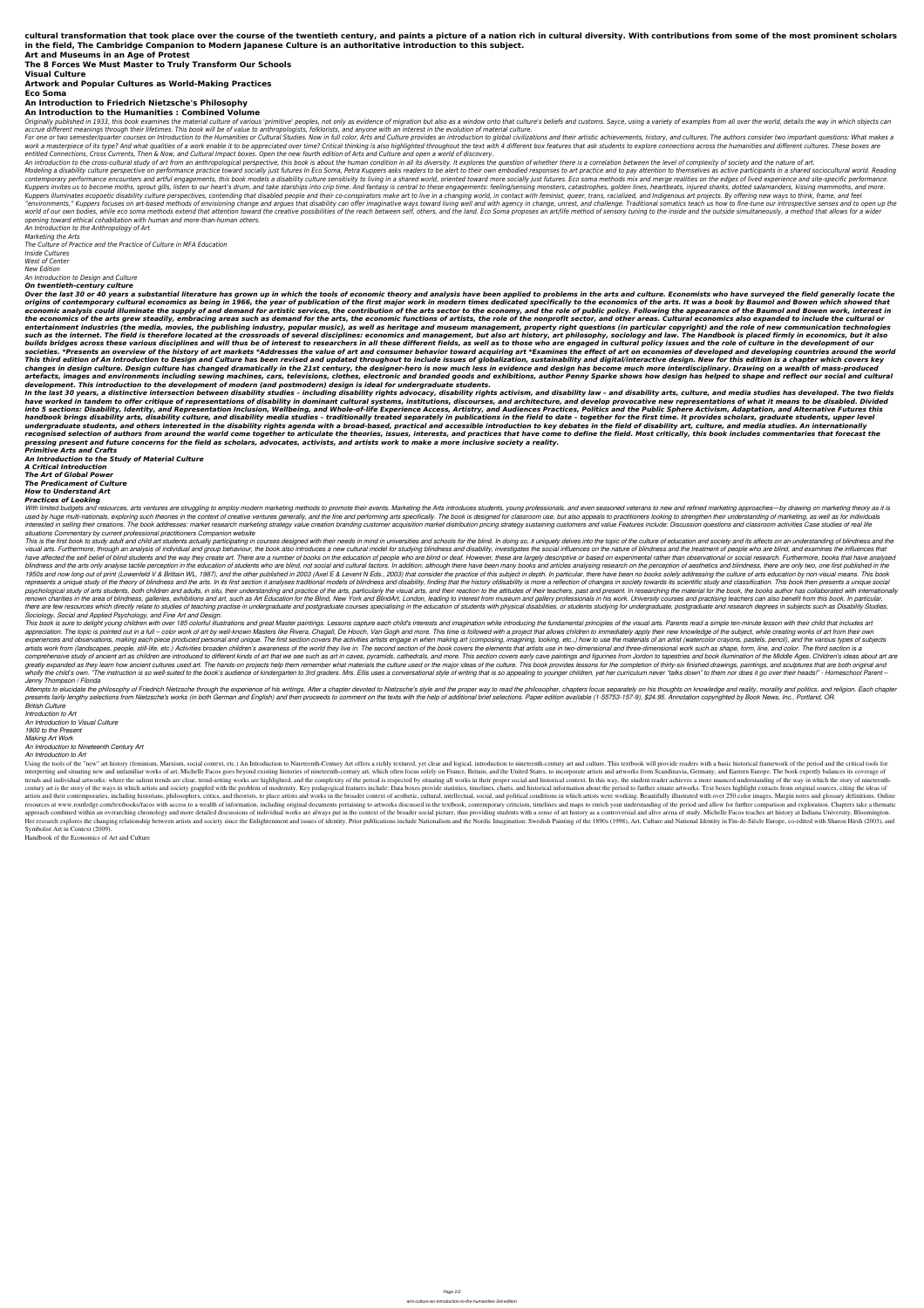**cultural transformation that took place over the course of the twentieth century, and paints a picture of a nation rich in cultural diversity. With contributions from some of the most prominent scholars in the field, The Cambridge Companion to Modern Japanese Culture is an authoritative introduction to this subject.**

**Art and Museums in an Age of Protest**

**The 8 Forces We Must Master to Truly Transform Our Schools**

**Visual Culture**

**Artwork and Popular Cultures as World-Making Practices**

**Eco Soma**

**An Introduction to Friedrich Nietzsche's Philosophy**

**An Introduction to the Humanities : Combined Volume**

*Originally published in 1933, this book examines the material culture of various 'primitive' peoples, not only as evidence of migration but also as a window onto that culture's beliefs and customs. Sayce, using a variety of examples from all over the world, details the way in which objects can accrue different meanings through their lifetimes. This book will be of value to anthropologists, folklorists, and anyone with an interest in the evolution of material culture.*

*For one or two semester/quarter courses on Introduction to the Humanities or Cultural Studies. Now in full color, Arts and Culture provides an introduction to global civilizations and their artistic achievements, history, and cultures. The authors consider two important questions: What makes a work a masterpiece of its type? And what qualities of a work enable it to be appreciated over time? Critical thinking is also highlighted throughout the text with 4 different box features that ask students to explore connections across the humanities and different cultures. These boxes are entitled Connections, Cross Currents, Then & Now, and Cultural Impact boxes. Open the new fourth edition of Arts and Culture and open a world of discovery.*

*An introduction to the cross-cultural study of art from an anthropological perspective, this book is about the human condition in all its diversity. It explores the question of whether there is a correlation between the level of complexity of society and the nature of art.*

*Modeling a disability culture perspective on performance practice toward socially just futures In Eco Soma, Petra Kuppers asks readers to be alert to their own embodied responses to art practice and to pay attention to themselves as active participants in a shared sociocultural world. Reading contemporary performance encounters and artful engagements, this book models a disability culture sensitivity to living in a shared world, oriented toward more socially just futures. Eco soma methods mix and merge realities on the edges of lived experience and site-specific performance. Kuppers invites us to become moths, sprout gills, listen to our heart's drum, and take starships into crip time. And fantasy is central to these engagements: feeling/sensing monsters, catastrophes, golden lines, heartbeats, injured sharks, dotted salamanders, kissing mammoths, and more. Kuppers illuminates ecopoetic disability culture perspectives, contending that disabled people and their co-conspirators make art to live in a changing world, in contact with feminist, queer, trans, racialized, and Indigenous art projects. By offering new ways to think, frame, and feel "environments," Kuppers focuses on art-based methods of envisioning change and argues that disability can offer imaginative ways toward living well and with agency in change, unrest, and challenge. Traditional somatics teach us how to fine-tune our introspective senses and to open up the world of our own bodies, while eco soma methods extend that attention toward the creative possibilities of the reach between self, others, and the land. Eco Soma proposes an art/life method of sensory tuning to the inside and the outside simultaneously, a method that allows for a wider opening toward ethical cohabitation with human and more-than-human others.*

*An Introduction to the Anthropology of Art*

*Marketing the Arts*

*The Culture of Practice and the Practice of Culture in MFA Education*

*Inside Cultures*

*West of Center*

*New Edition*

*An Introduction to Design and Culture*

***On twentieth-century culture***

***Over the last 30 or 40 years a substantial literature has grown up in which the tools of economic theory and analysis have been applied to problems in the arts and culture. Economists who have surveyed the field generally locate the origins of contemporary cultural economics as being in 1966, the year of publication of the first major work in modern times dedicated specifically to the economics of the arts. It was a book by Baumol and Bowen which showed that economic analysis could illuminate the supply of and demand for artistic services, the contribution of the arts sector to the economy, and the role of public policy. Following the appearance of the Baumol and Bowen work, interest in the economics of the arts grew steadily, embracing areas such as demand for the arts, the economic functions of artists, the role of the nonprofit sector, and other areas. Cultural economics also expanded to include the cultural or entertainment industries (the media, movies, the publishing industry, popular music), as well as heritage and museum management, property right questions (in particular copyright) and the role of new communication technologies such as the internet. The field is therefore located at the crossroads of several disciplines: economics and management, but also art history, art philosophy, sociology and law. The Handbook is placed firmly in economics, but it also builds bridges across these various disciplines and will thus be of interest to researchers in all these different fields, as well as to those who are engaged in cultural policy issues and the role of culture in the development of our societies. \*Presents an overview of the history of art markets \*Addresses the value of art and consumer behavior toward acquiring art \*Examines the effect of art on economies of developed and developing countries around the world This third edition of An Introduction to Design and Culture has been revised and updated throughout to include issues of globalization, sustainability and digital/interactive design. New for this edition is a chapter which covers key changes in design culture. Design culture has changed dramatically in the 21st century, the designer-hero is now much less in evidence and design has become much more interdisciplinary. Drawing on a wealth of mass-produced artefacts, images and environments including sewing machines, cars, televisions, clothes, electronic and branded goods and exhibitions, author Penny Sparke shows how design has helped to shape and reflect our social and cultural development. This introduction to the development of modern (and postmodern) design is ideal for undergraduate students.***

***In the last 30 years, a distinctive intersection between disability studies – including disability rights advocacy, disability rights activism, and disability law – and disability arts, culture, and media studies has developed. The two fields have worked in tandem to offer critique of representations of disability in dominant cultural systems, institutions, discourses, and architecture, and develop provocative new representations of what it means to be disabled. Divided into 5 sections: Disability, Identity, and Representation Inclusion, Wellbeing, and Whole-of-life Experience Access, Artistry, and Audiences Practices, Politics and the Public Sphere Activism, Adaptation, and Alternative Futures this handbook brings disability arts, disability culture, and disability media studies – traditionally treated separately in publications in the field to date – together for the first time. It provides scholars, graduate students, upper level undergraduate students, and others interested in the disability rights agenda with a broad-based, practical and accessible introduction to key debates in the field of disability art, culture, and media studies. An internationally recognised selection of authors from around the world come together to articulate the theories, issues, interests, and practices that have come to define the field. Most critically, this book includes commentaries that forecast the pressing present and future concerns for the field as scholars, advocates, activists, and artists work to make a more inclusive society a reality.***

***Primitive Arts and Crafts***

***An Introduction to the Study of Material Culture***

***A Critical Introduction***

***The Art of Global Power***

***The Predicament of Culture***

***How to Understand Art***

***Practices of Looking***

*With limited budgets and resources, arts ventures are struggling to employ modern marketing methods to promote their events. Marketing the Arts introduces students, young professionals, and even seasoned veterans to new and refined marketing approaches—by drawing on marketing theory as it is used by huge multi-nationals, exploring such theories in the context of creative ventures generally, and the fine and performing arts specifically. The book is designed for classroom use, but also appeals to practitioners looking to strengthen their understanding of marketing, as well as for individuals interested in selling their creations. The book addresses: market research marketing strategy value creation branding customer acquisition market distribution pricing strategy sustaining customers and value Features include: Discussion questions and classroom activities Case studies of real life situations Commentary by current professional practitioners Companion website*

*This is the first book to study adult and child art students actually participating in courses designed with their needs in mind in universities and schools for the blind. In doing so, it uniquely delves into the topic of the culture of education and society and its affects on an understanding of blindness and the visual arts. Furthermore, through an analysis of individual and group behaviour, the book also introduces a new cultural model for studying blindness and disability, investigates the social influences on the nature of blindness and the treatment of people who are blind, and examines the influences that have affected the self belief of blind students and the way they create art. There are a number of books on the education of people who are blind or deaf. However, these are largely descriptive or based on experimental rather than observational or social research. Furthermore, books that have analysed blindness and the arts only analyse tactile perception in the education of students who are blind, not social and cultural factors. In addition, although there have been many books and articles analysing research on the perception of aesthetics and blindness, there are only two, one first published in the 1950s and now long out of print (Lowenfeld V & Brittain WL, 1987), and the other published in 2003 (Axel E & Levent N Eds., 2003) that consider the practice of this subject in depth. In particular, there have been no books solely addressing the culture of arts education by non-visual means. This book represents a unique study of the theory of blindness and the arts. In its first section it analyses traditional models of blindness and disability, finding that the history ofdisability is more a reflection of changes in society towards its scientific study and classification. This book then presents a unique social psychological study of arts students, both children and adults, in situ, their understanding and practice of the arts, particularly the visual arts, and their reaction to the attitudes of their teachers, past and present. In researching the material for the book, the books author has collaborated with internationally renown charities in the area of blindness, galleries, exhibitions and art, such as Art Education for the Blind, New York and BlindArt, London, leading to interest from museum and gallery professionals in his work. University courses and practising teachers can also benefit from this book. In particular, there are few resources which directly relate to studies of teaching practise in undergraduate and postgraduate courses specialising in the education of students with physical disabilities, or students studying for undergraduate, postgraduate and research degrees in subjects such as Disability Studies, Sociology, Social and Applied Psychology, and Fine Art and Design.*

*This book is sure to delight young children with over 185 colorful illustrations and great Master paintings. Lessons capture each child's interests and imagination while introducing the fundamental principles of the visual arts. Parents read a simple ten-minute lesson with their child that includes art appreciation. The topic is pointed out in a full – color work of art by well-known Masters like Rivera, Chagall, De Hooch, Van Gogh and more. This time is followed with a project that allows children to immediately apply their new knowledge of the subject, while creating works of art from their own experiences and observations, making each piece produced personal and unique. The first section covers the activities artists engage in when making art (composing, imagining, looking, etc.,) how to use the materials of an artist (watercolor crayons, pastels, pencil), and the various types of subjects artists work from (landscapes, people, still-life, etc.) Activities broaden children's awareness of the world they live in. The second section of the book covers the elements that artists use in two-dimensional and three-dimensional work such as shape, form, line, and color. The third section is a comprehensive study of ancient art as children are introduced to different kinds of art that we see such as art in caves, pyramids, cathedrals, and more. This section covers early cave paintings and figurines from Jordon to tapestries and book illumination of the Middle Ages. Children's ideas about art are greatly expanded as they learn how ancient cultures used art. The hands-on projects help them remember what materials the culture used or the major ideas of the culture. This book provides lessons for the completion of thirty-six finished drawings, paintings, and sculptures that are both original and wholly the child's own. "The instruction is so well-suited to the book's audience of kindergarten to 3rd graders. Mrs. Ellis uses a conversational style of writing that is so appealing to younger children, yet her curriculum never "talks down" to them nor does it go over their heads!" - Homeschool Parent – Jenny Thompson / Florida*

*Attempts to elucidate the philosophy of Friedrich Nietzsche through the experience of his writings. After a chapter devoted to Nietzsche's style and the proper way to read the philosopher, chapters focus separately on his thoughts on knowledge and reality, morality and politics, and religion. Each chapter presents fairly lengthy selections from Nietzsche's works (in both German and English) and then proceeds to comment on the texts with the help of additional brief selections. Paper edition available (1-55753-157-9), $24.95. Annotation copyrighted by Book News, Inc., Portland, OR.*

*British Culture*

*Introduction to Art*

*An Introduction to Visual Culture*

*1900 to the Present*

*Making Art Work*

*An Introduction to Nineteenth Century Art*

*An Introduction to Art*

Using the tools of the "new" art history (feminism, Marxism, social context, etc.) An Introduction to Nineteenth-Century Art offers a richly textured, yet clear and logical, introduction to nineteenth-century art and culture. This textbook will provide readers with a basic historical framework of the period and the critical tools for interpreting and situating new and unfamiliar works of art. Michelle Facos goes beyond existing histories of nineteenth-century art, which often focus solely on France, Britain, and the United States, to incorporate artists and artworks from Scandinavia, Germany, and Eastern Europe. The book expertly balances its coverage of trends and individual artworks: where the salient trends are clear, trend-setting works are highlighted, and the complexity of the period is respected by situating all works in their proper social and historical context. In this way, the student reader achieves a more nuanced understanding of the way in which the story of nineteenth-century art is the story of the ways in which artists and society grappled with the problem of modernity. Key pedagogical features include: Data boxes provide statistics, timelines, charts, and historical information about the period to further situate artworks. Text boxes highlight extracts from original sources, citing the ideas of artists and their contemporaries, including historians, philosophers, critics, and theorists, to place artists and works in the broader context of aesthetic, cultural, intellectual, social, and political conditions in which artists were working. Beautifully illustrated with over 250 color images. Margin notes and glossary definitions. Online resources at www.routledge.com/textbooks/facos with access to a wealth of information, including original documents pertaining to artworks discussed in the textbook, contemporary criticism, timelines and maps to enrich your understanding of the period and allow for further comparison and exploration. Chapters take a thematic approach combined within an overarching chronology and more detailed discussions of individual works are always put in the context of the broader social picture, thus providing students with a sense of art history as a controversial and alive arena of study. Michelle Facos teaches art history at Indiana University, Bloomington. Her research explores the changing relationship between artists and society since the Enlightenment and issues of identity. Prior publications include Nationalism and the Nordic Imagination: Swedish Painting of the 1890s (1998), Art, Culture and National Identity in Fin-de-Siècle Europe, co-edited with Sharon Hirsh (2003), and Symbolist Art in Context (2009).

Handbook of the Economics of Art and Culture